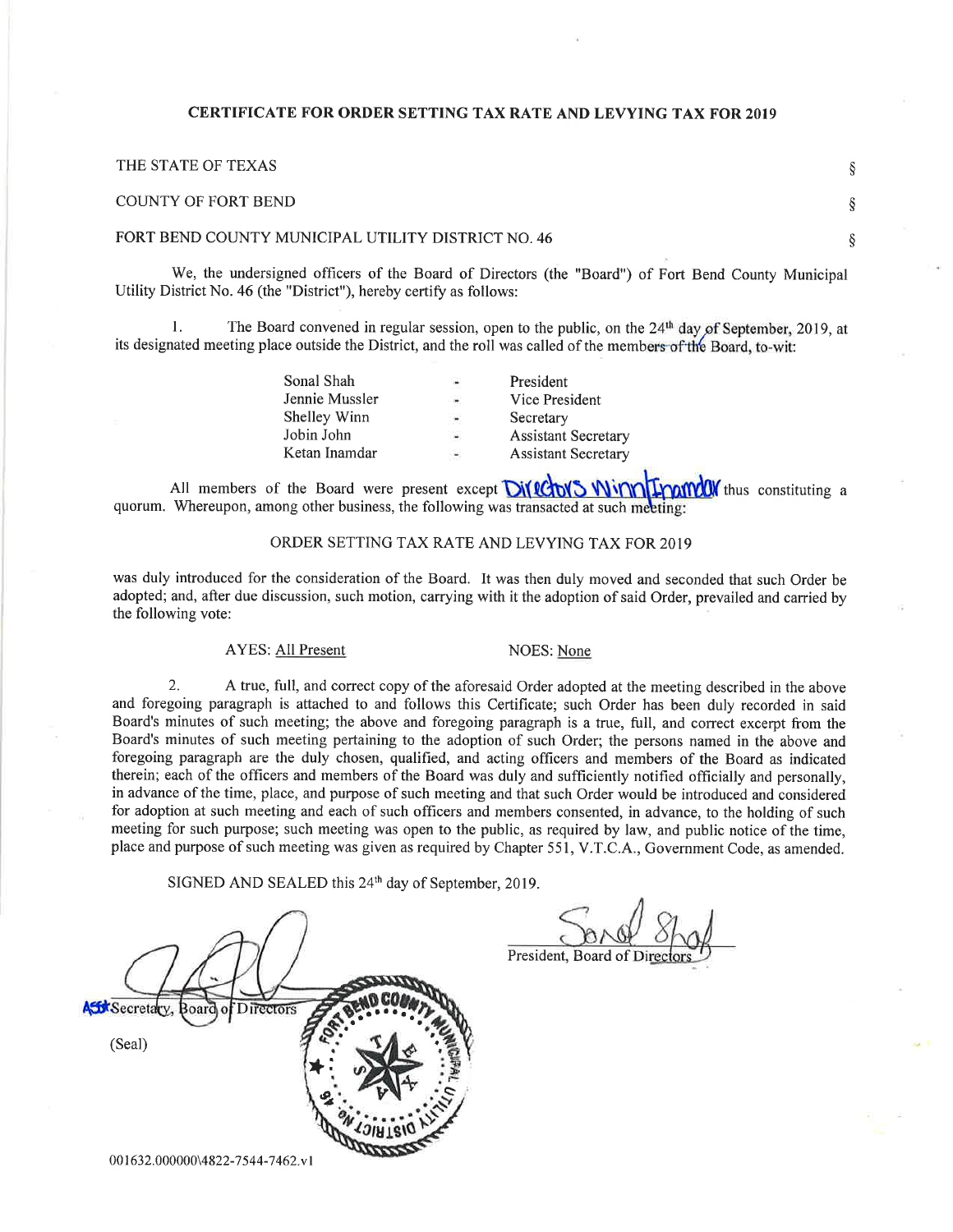## CERTIFICATE FOR ORDER SETTING TAX RATE AND LEVYING TAX FOR 2019

THE STATE OF TEXAS §

COUNTY OF FORT BEND §

FORT BEND COUNTY MUNICIPAL UTILITY DISTRICT NO. 46 §

We, the undersigned officers of the Board of Directors (the "Board") of Fort Bend County Municipal Utility District No. 46 (the "District"), hereby certify as follows:

1. The Board convened in regular session, open to the public, on the 24th day of September, 2019, at its designated meeting place outside the District, and the roll was called of the members of the Board, to-wit:

| | | |
|---|---|---|
| Sonal Shah | - | President |
| Jennie Mussler | - | Vice President |
| Shelley Winn | - | Secretary |
| Jobin John | - | Assistant Secretary |
| Ketan Inamdar | - | Assistant Secretary |

All members of the Board were present except Directors Winn/Inamdar thus constituting a quorum. Whereupon, among other business, the following was transacted at such meeting:

ORDER SETTING TAX RATE AND LEVYING TAX FOR 2019

was duly introduced for the consideration of the Board. It was then duly moved and seconded that such Order be adopted; and, after due discussion, such motion, carrying with it the adoption of said Order, prevailed and carried by the following vote:

AYES: All Present NOES: None

2. A true, full, and correct copy of the aforesaid Order adopted at the meeting described in the above and foregoing paragraph is attached to and follows this Certificate; such Order has been duly recorded in said Board's minutes of such meeting; the above and foregoing paragraph is a true, full, and correct excerpt from the Board's minutes of such meeting pertaining to the adoption of such Order; the persons named in the above and foregoing paragraph are the duly chosen, qualified, and acting officers and members of the Board as indicated therein; each of the officers and members of the Board was duly and sufficiently notified officially and personally, in advance of the time, place, and purpose of such meeting and that such Order would be introduced and considered for adoption at such meeting and each of such officers and members consented, in advance, to the holding of such meeting for such purpose; such meeting was open to the public, as required by law, and public notice of the time, place and purpose of such meeting was given as required by Chapter 551, V.T.C.A., Government Code, as amended.

SIGNED AND SEALED this 24th day of September, 2019.

Asst Secretary, Board of Directors

(Seal)

President, Board of Directors

001632.000000\4822-7544-7462.v1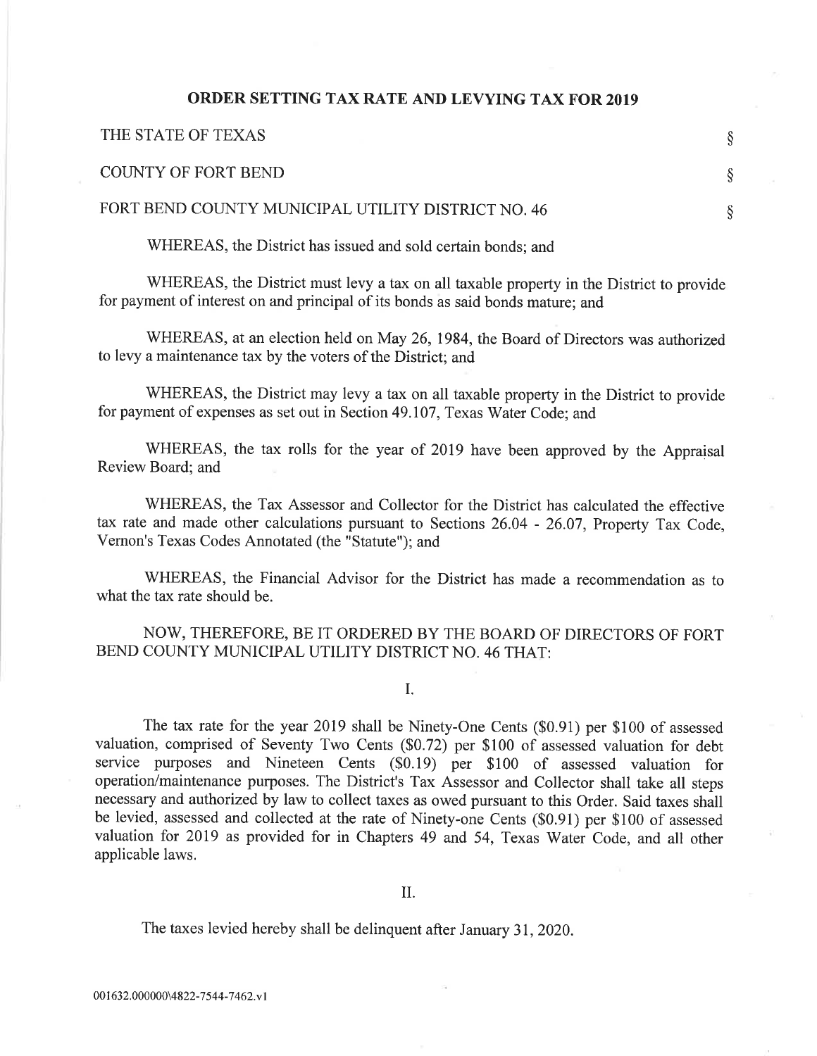## ORDER SETTING TAX RATE AND LEVYING TAX FOR 2019

THE STATE OF TEXAS §

COUNTY OF FORT BEND §

FORT BEND COUNTY MUNICIPAL UTILITY DISTRICT NO. 46 §

WHEREAS, the District has issued and sold certain bonds; and

WHEREAS, the District must levy a tax on all taxable property in the District to provide for payment of interest on and principal of its bonds as said bonds mature; and

WHEREAS, at an election held on May 26, 1984, the Board of Directors was authorized to levy a maintenance tax by the voters of the District; and

WHEREAS, the District may levy a tax on all taxable property in the District to provide for payment of expenses as set out in Section 49.107, Texas Water Code; and

WHEREAS, the tax rolls for the year of 2019 have been approved by the Appraisal Review Board; and

WHEREAS, the Tax Assessor and Collector for the District has calculated the effective tax rate and made other calculations pursuant to Sections 26.04 - 26.07, Property Tax Code, Vernon's Texas Codes Annotated (the "Statute"); and

WHEREAS, the Financial Advisor for the District has made a recommendation as to what the tax rate should be.

NOW, THEREFORE, BE IT ORDERED BY THE BOARD OF DIRECTORS OF FORT BEND COUNTY MUNICIPAL UTILITY DISTRICT NO. 46 THAT:

I.

The tax rate for the year 2019 shall be Ninety-One Cents ($0.91) per $100 of assessed valuation, comprised of Seventy Two Cents ($0.72) per $100 of assessed valuation for debt service purposes and Nineteen Cents ($0.19) per $100 of assessed valuation for operation/maintenance purposes. The District's Tax Assessor and Collector shall take all steps necessary and authorized by law to collect taxes as owed pursuant to this Order. Said taxes shall be levied, assessed and collected at the rate of Ninety-one Cents ($0.91) per $100 of assessed valuation for 2019 as provided for in Chapters 49 and 54, Texas Water Code, and all other applicable laws.

II.

The taxes levied hereby shall be delinquent after January 31, 2020.

001632.000000\4822-7544-7462.v1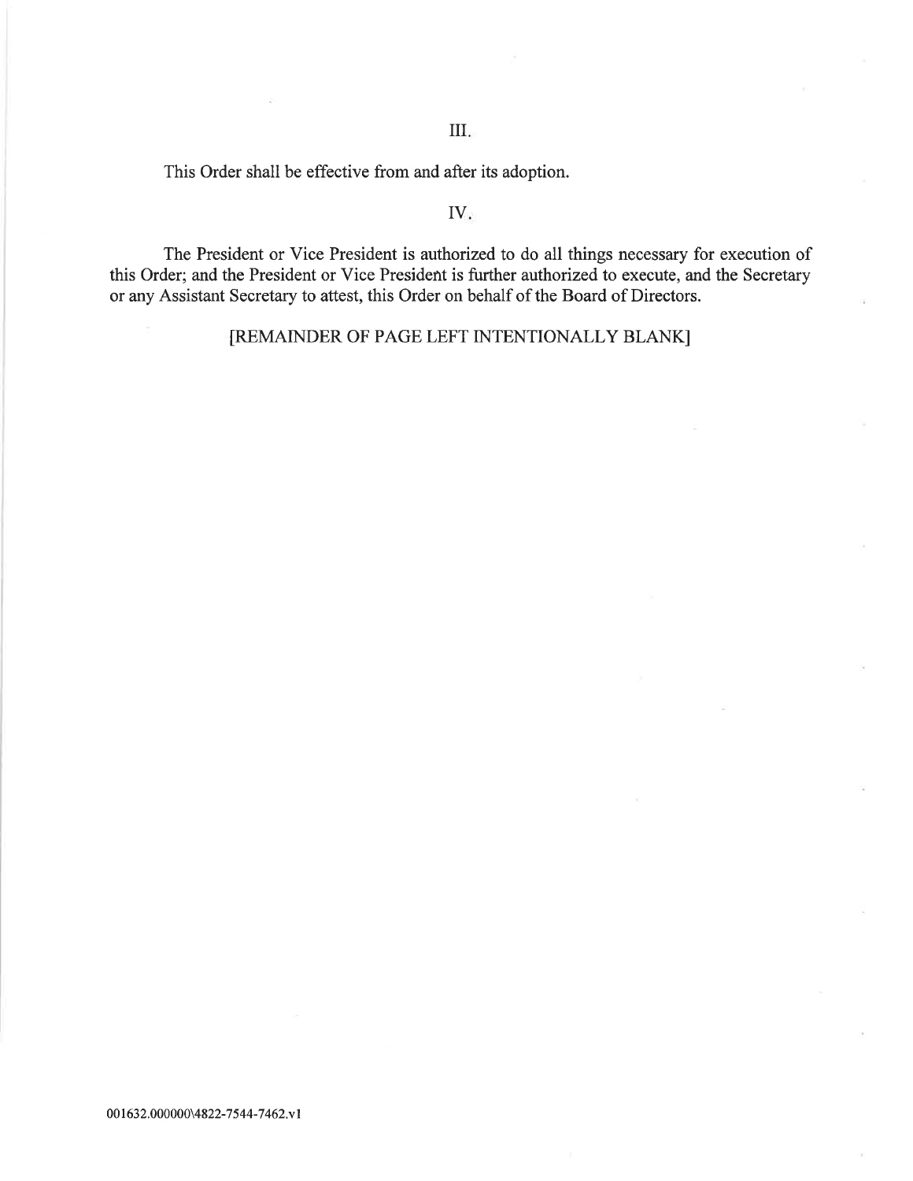III.

This Order shall be effective from and after its adoption.

IV.

The President or Vice President is authorized to do all things necessary for execution of this Order; and the President or Vice President is further authorized to execute, and the Secretary or any Assistant Secretary to attest, this Order on behalf of the Board of Directors.

[REMAINDER OF PAGE LEFT INTENTIONALLY BLANK]

001632.000000\4822-7544-7462.v1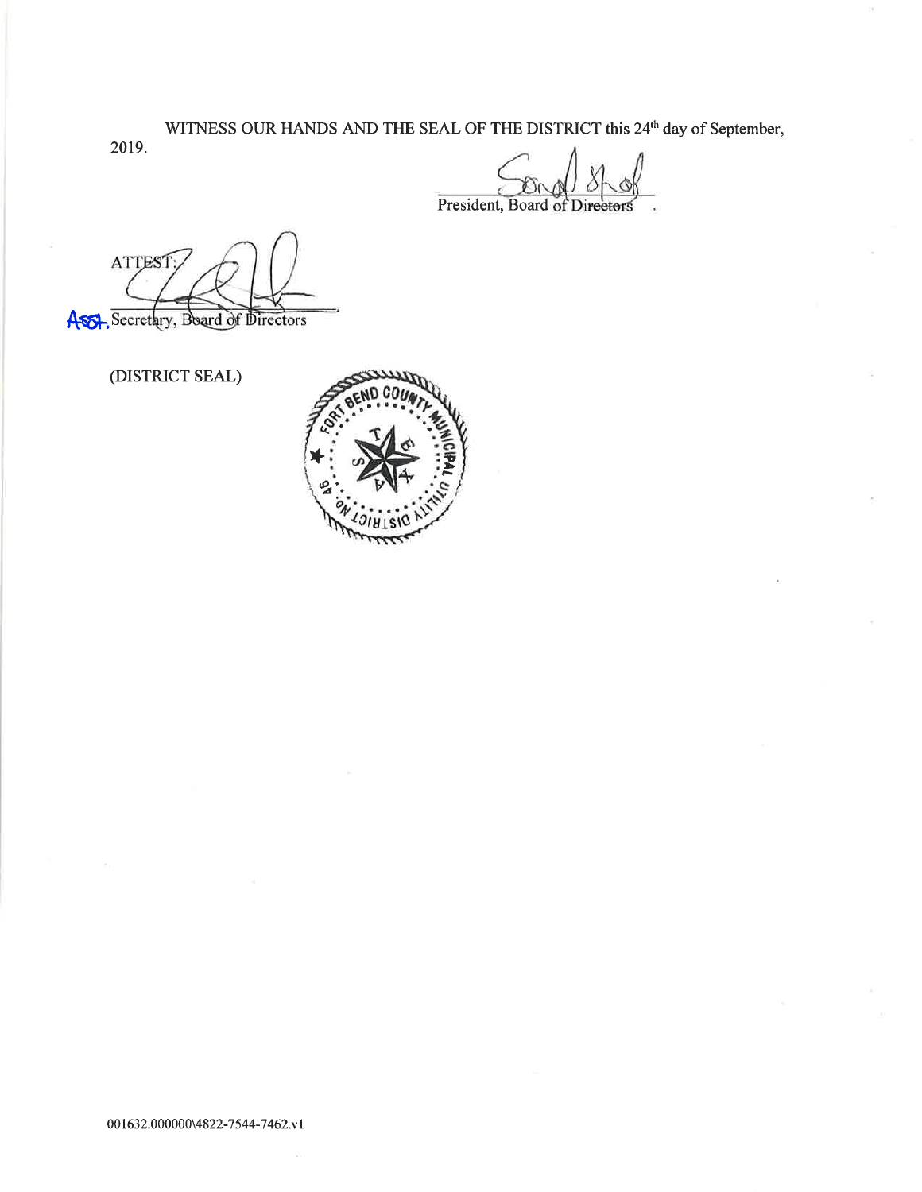WITNESS OUR HANDS AND THE SEAL OF THE DISTRICT this 24th day of September, 2019.

President, Board of Directors

ATTEST:

Asst. Secretary, Board of Directors

(DISTRICT SEAL)

FORT BEND COUNTY MUNICIPAL UTILITY DISTRICT NO. 46

TEXAS

001632.000000\4822-7544-7462.v1